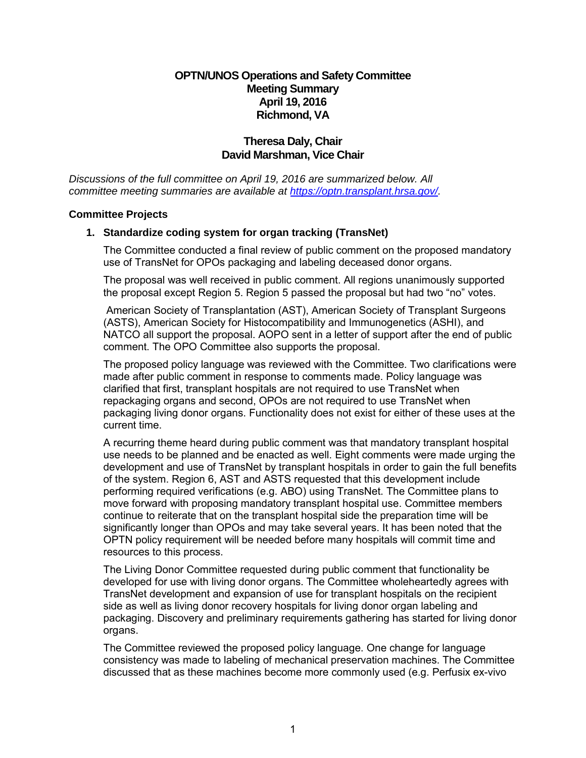# OPTN/UNOS Operations and Safety Committee
## Meeting Summary
## April 19, 2016
## Richmond, VA

**Theresa Daly, Chair**
**David Marshman, Vice Chair**

*Discussions of the full committee on April 19, 2016 are summarized below. All committee meeting summaries are available at [https://optn.transplant.hrsa.gov/](https://optn.transplant.hrsa.gov/).*

### Committee Projects

**1. Standardize coding system for organ tracking (TransNet)**

The Committee conducted a final review of public comment on the proposed mandatory use of TransNet for OPOs packaging and labeling deceased donor organs.

The proposal was well received in public comment. All regions unanimously supported the proposal except Region 5. Region 5 passed the proposal but had two "no" votes.

American Society of Transplantation (AST), American Society of Transplant Surgeons (ASTS), American Society for Histocompatibility and Immunogenetics (ASHI), and NATCO all support the proposal. AOPO sent in a letter of support after the end of public comment. The OPO Committee also supports the proposal.

The proposed policy language was reviewed with the Committee. Two clarifications were made after public comment in response to comments made. Policy language was clarified that first, transplant hospitals are not required to use TransNet when repackaging organs and second, OPOs are not required to use TransNet when packaging living donor organs. Functionality does not exist for either of these uses at the current time.

A recurring theme heard during public comment was that mandatory transplant hospital use needs to be planned and be enacted as well. Eight comments were made urging the development and use of TransNet by transplant hospitals in order to gain the full benefits of the system. Region 6, AST and ASTS requested that this development include performing required verifications (e.g. ABO) using TransNet. The Committee plans to move forward with proposing mandatory transplant hospital use. Committee members continue to reiterate that on the transplant hospital side the preparation time will be significantly longer than OPOs and may take several years. It has been noted that the OPTN policy requirement will be needed before many hospitals will commit time and resources to this process.

The Living Donor Committee requested during public comment that functionality be developed for use with living donor organs. The Committee wholeheartedly agrees with TransNet development and expansion of use for transplant hospitals on the recipient side as well as living donor recovery hospitals for living donor organ labeling and packaging. Discovery and preliminary requirements gathering has started for living donor organs.

The Committee reviewed the proposed policy language. One change for language consistency was made to labeling of mechanical preservation machines. The Committee discussed that as these machines become more commonly used (e.g. Perfusix ex-vivo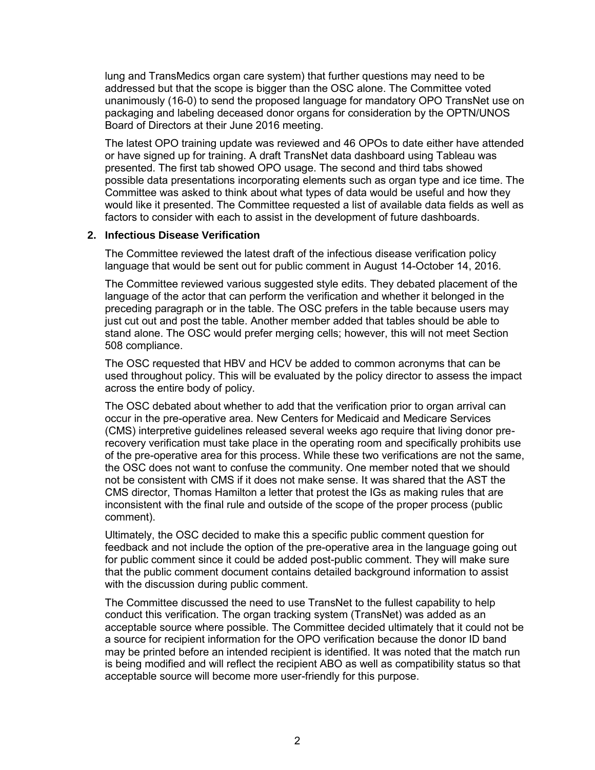lung and TransMedics organ care system) that further questions may need to be addressed but that the scope is bigger than the OSC alone. The Committee voted unanimously (16-0) to send the proposed language for mandatory OPO TransNet use on packaging and labeling deceased donor organs for consideration by the OPTN/UNOS Board of Directors at their June 2016 meeting.

The latest OPO training update was reviewed and 46 OPOs to date either have attended or have signed up for training. A draft TransNet data dashboard using Tableau was presented. The first tab showed OPO usage. The second and third tabs showed possible data presentations incorporating elements such as organ type and ice time. The Committee was asked to think about what types of data would be useful and how they would like it presented. The Committee requested a list of available data fields as well as factors to consider with each to assist in the development of future dashboards.

**2. Infectious Disease Verification**

The Committee reviewed the latest draft of the infectious disease verification policy language that would be sent out for public comment in August 14-October 14, 2016.

The Committee reviewed various suggested style edits. They debated placement of the language of the actor that can perform the verification and whether it belonged in the preceding paragraph or in the table. The OSC prefers in the table because users may just cut out and post the table. Another member added that tables should be able to stand alone. The OSC would prefer merging cells; however, this will not meet Section 508 compliance.

The OSC requested that HBV and HCV be added to common acronyms that can be used throughout policy. This will be evaluated by the policy director to assess the impact across the entire body of policy.

The OSC debated about whether to add that the verification prior to organ arrival can occur in the pre-operative area. New Centers for Medicaid and Medicare Services (CMS) interpretive guidelines released several weeks ago require that living donor pre-recovery verification must take place in the operating room and specifically prohibits use of the pre-operative area for this process. While these two verifications are not the same, the OSC does not want to confuse the community. One member noted that we should not be consistent with CMS if it does not make sense. It was shared that the AST the CMS director, Thomas Hamilton a letter that protest the IGs as making rules that are inconsistent with the final rule and outside of the scope of the proper process (public comment).

Ultimately, the OSC decided to make this a specific public comment question for feedback and not include the option of the pre-operative area in the language going out for public comment since it could be added post-public comment. They will make sure that the public comment document contains detailed background information to assist with the discussion during public comment.

The Committee discussed the need to use TransNet to the fullest capability to help conduct this verification. The organ tracking system (TransNet) was added as an acceptable source where possible. The Committee decided ultimately that it could not be a source for recipient information for the OPO verification because the donor ID band may be printed before an intended recipient is identified. It was noted that the match run is being modified and will reflect the recipient ABO as well as compatibility status so that acceptable source will become more user-friendly for this purpose.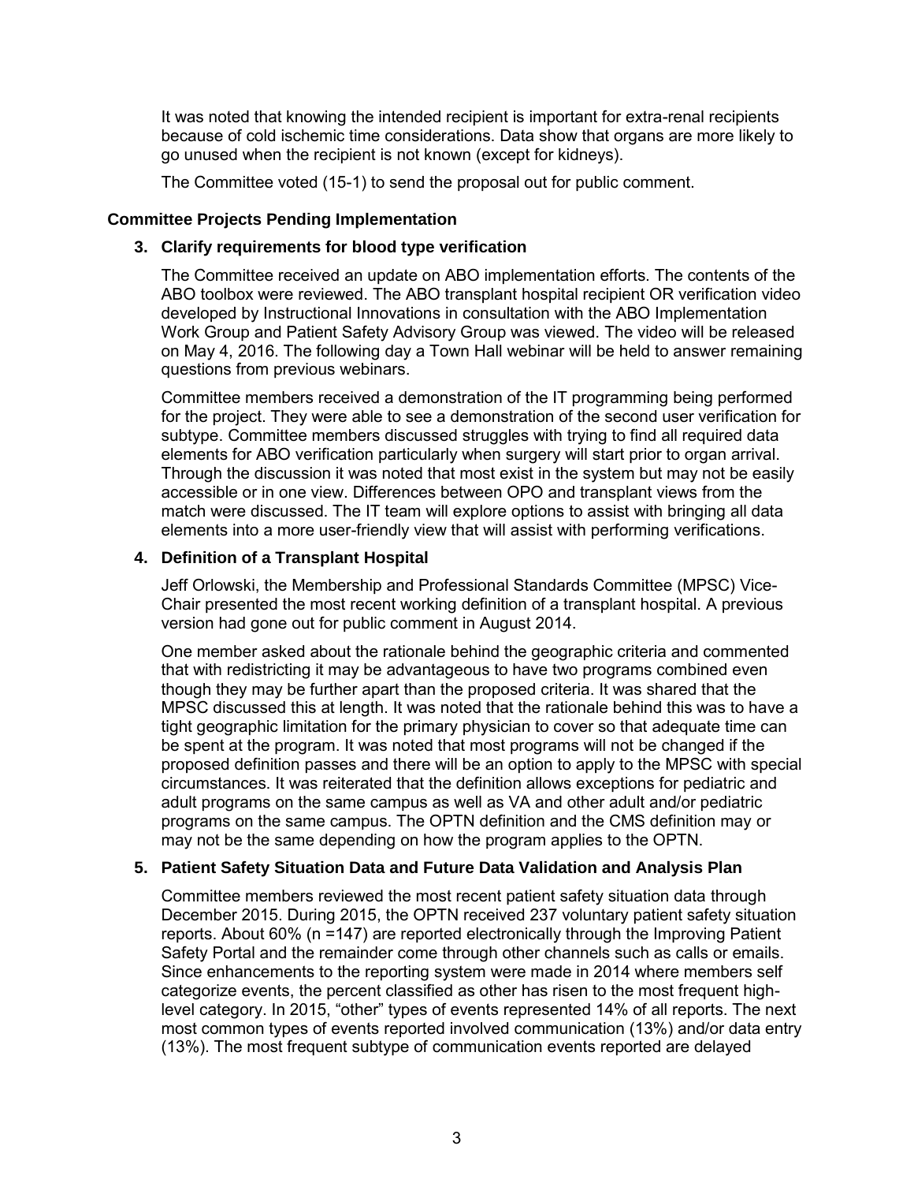It was noted that knowing the intended recipient is important for extra-renal recipients because of cold ischemic time considerations. Data show that organs are more likely to go unused when the recipient is not known (except for kidneys).

The Committee voted (15-1) to send the proposal out for public comment.

## Committee Projects Pending Implementation

### 3. Clarify requirements for blood type verification

The Committee received an update on ABO implementation efforts. The contents of the ABO toolbox were reviewed. The ABO transplant hospital recipient OR verification video developed by Instructional Innovations in consultation with the ABO Implementation Work Group and Patient Safety Advisory Group was viewed. The video will be released on May 4, 2016. The following day a Town Hall webinar will be held to answer remaining questions from previous webinars.

Committee members received a demonstration of the IT programming being performed for the project. They were able to see a demonstration of the second user verification for subtype. Committee members discussed struggles with trying to find all required data elements for ABO verification particularly when surgery will start prior to organ arrival. Through the discussion it was noted that most exist in the system but may not be easily accessible or in one view. Differences between OPO and transplant views from the match were discussed. The IT team will explore options to assist with bringing all data elements into a more user-friendly view that will assist with performing verifications.

### 4. Definition of a Transplant Hospital

Jeff Orlowski, the Membership and Professional Standards Committee (MPSC) Vice-Chair presented the most recent working definition of a transplant hospital. A previous version had gone out for public comment in August 2014.

One member asked about the rationale behind the geographic criteria and commented that with redistricting it may be advantageous to have two programs combined even though they may be further apart than the proposed criteria. It was shared that the MPSC discussed this at length. It was noted that the rationale behind this was to have a tight geographic limitation for the primary physician to cover so that adequate time can be spent at the program. It was noted that most programs will not be changed if the proposed definition passes and there will be an option to apply to the MPSC with special circumstances. It was reiterated that the definition allows exceptions for pediatric and adult programs on the same campus as well as VA and other adult and/or pediatric programs on the same campus. The OPTN definition and the CMS definition may or may not be the same depending on how the program applies to the OPTN.

### 5. Patient Safety Situation Data and Future Data Validation and Analysis Plan

Committee members reviewed the most recent patient safety situation data through December 2015. During 2015, the OPTN received 237 voluntary patient safety situation reports. About 60% (n =147) are reported electronically through the Improving Patient Safety Portal and the remainder come through other channels such as calls or emails. Since enhancements to the reporting system were made in 2014 where members self categorize events, the percent classified as other has risen to the most frequent high-level category. In 2015, "other" types of events represented 14% of all reports. The next most common types of events reported involved communication (13%) and/or data entry (13%). The most frequent subtype of communication events reported are delayed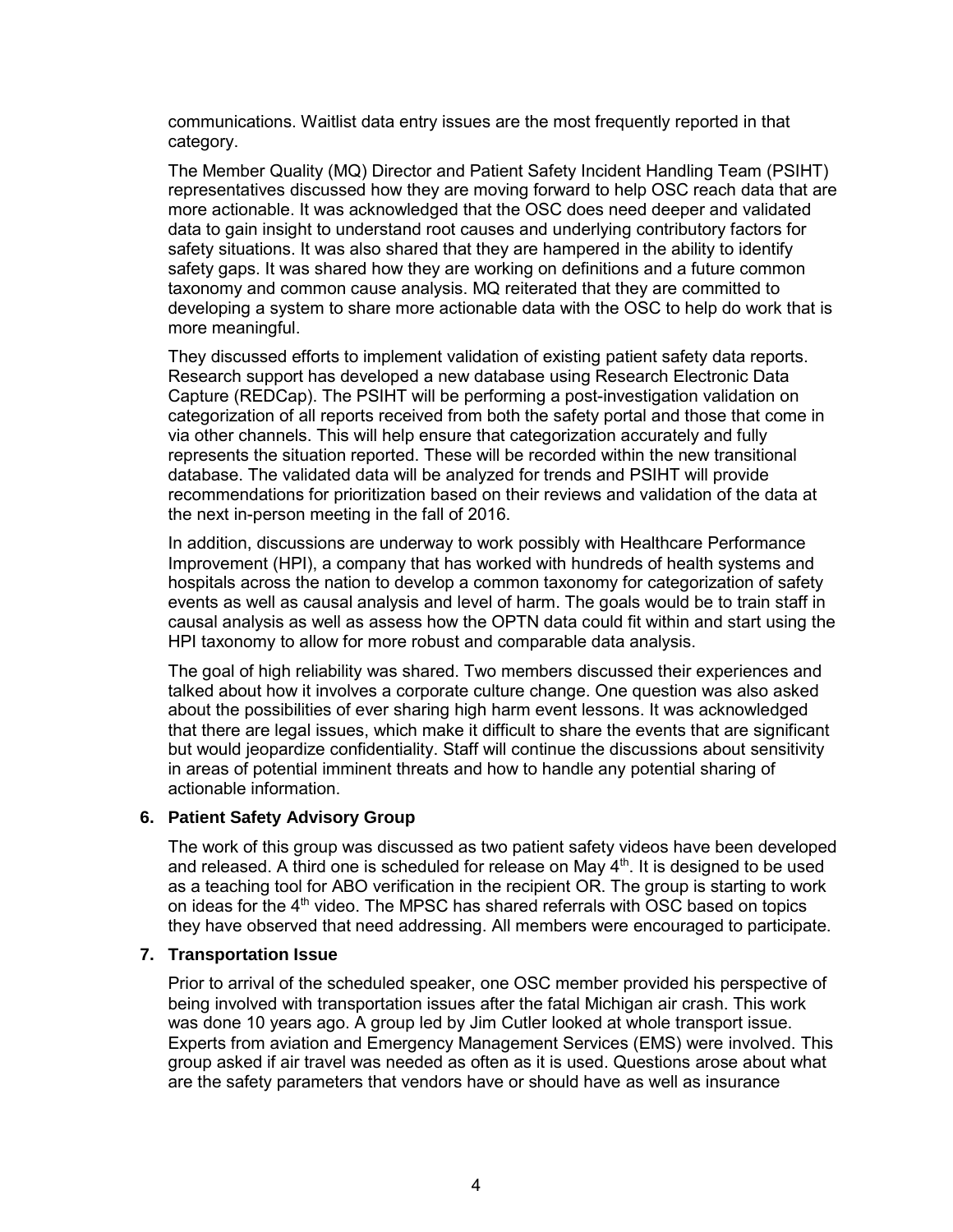communications. Waitlist data entry issues are the most frequently reported in that category.

The Member Quality (MQ) Director and Patient Safety Incident Handling Team (PSIHT) representatives discussed how they are moving forward to help OSC reach data that are more actionable. It was acknowledged that the OSC does need deeper and validated data to gain insight to understand root causes and underlying contributory factors for safety situations. It was also shared that they are hampered in the ability to identify safety gaps. It was shared how they are working on definitions and a future common taxonomy and common cause analysis. MQ reiterated that they are committed to developing a system to share more actionable data with the OSC to help do work that is more meaningful.

They discussed efforts to implement validation of existing patient safety data reports. Research support has developed a new database using Research Electronic Data Capture (REDCap). The PSIHT will be performing a post-investigation validation on categorization of all reports received from both the safety portal and those that come in via other channels. This will help ensure that categorization accurately and fully represents the situation reported. These will be recorded within the new transitional database. The validated data will be analyzed for trends and PSIHT will provide recommendations for prioritization based on their reviews and validation of the data at the next in-person meeting in the fall of 2016.

In addition, discussions are underway to work possibly with Healthcare Performance Improvement (HPI), a company that has worked with hundreds of health systems and hospitals across the nation to develop a common taxonomy for categorization of safety events as well as causal analysis and level of harm. The goals would be to train staff in causal analysis as well as assess how the OPTN data could fit within and start using the HPI taxonomy to allow for more robust and comparable data analysis.

The goal of high reliability was shared. Two members discussed their experiences and talked about how it involves a corporate culture change. One question was also asked about the possibilities of ever sharing high harm event lessons. It was acknowledged that there are legal issues, which make it difficult to share the events that are significant but would jeopardize confidentiality. Staff will continue the discussions about sensitivity in areas of potential imminent threats and how to handle any potential sharing of actionable information.

**6. Patient Safety Advisory Group**

The work of this group was discussed as two patient safety videos have been developed and released. A third one is scheduled for release on May 4th. It is designed to be used as a teaching tool for ABO verification in the recipient OR. The group is starting to work on ideas for the 4th video. The MPSC has shared referrals with OSC based on topics they have observed that need addressing. All members were encouraged to participate.

**7. Transportation Issue**

Prior to arrival of the scheduled speaker, one OSC member provided his perspective of being involved with transportation issues after the fatal Michigan air crash. This work was done 10 years ago. A group led by Jim Cutler looked at whole transport issue. Experts from aviation and Emergency Management Services (EMS) were involved. This group asked if air travel was needed as often as it is used. Questions arose about what are the safety parameters that vendors have or should have as well as insurance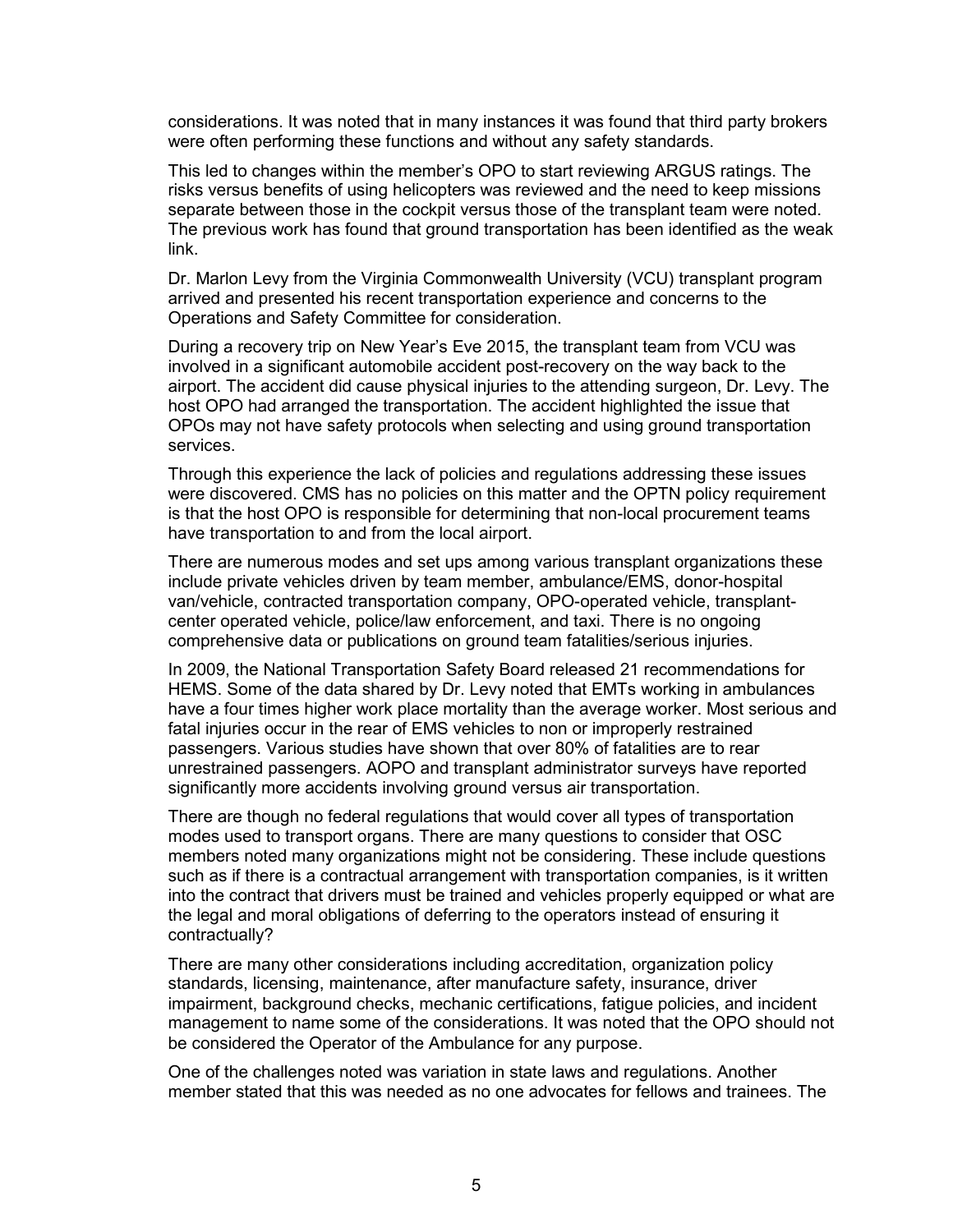considerations. It was noted that in many instances it was found that third party brokers were often performing these functions and without any safety standards.

This led to changes within the member's OPO to start reviewing ARGUS ratings. The risks versus benefits of using helicopters was reviewed and the need to keep missions separate between those in the cockpit versus those of the transplant team were noted. The previous work has found that ground transportation has been identified as the weak link.

Dr. Marlon Levy from the Virginia Commonwealth University (VCU) transplant program arrived and presented his recent transportation experience and concerns to the Operations and Safety Committee for consideration.

During a recovery trip on New Year's Eve 2015, the transplant team from VCU was involved in a significant automobile accident post-recovery on the way back to the airport. The accident did cause physical injuries to the attending surgeon, Dr. Levy. The host OPO had arranged the transportation. The accident highlighted the issue that OPOs may not have safety protocols when selecting and using ground transportation services.

Through this experience the lack of policies and regulations addressing these issues were discovered. CMS has no policies on this matter and the OPTN policy requirement is that the host OPO is responsible for determining that non-local procurement teams have transportation to and from the local airport.

There are numerous modes and set ups among various transplant organizations these include private vehicles driven by team member, ambulance/EMS, donor-hospital van/vehicle, contracted transportation company, OPO-operated vehicle, transplant-center operated vehicle, police/law enforcement, and taxi. There is no ongoing comprehensive data or publications on ground team fatalities/serious injuries.

In 2009, the National Transportation Safety Board released 21 recommendations for HEMS. Some of the data shared by Dr. Levy noted that EMTs working in ambulances have a four times higher work place mortality than the average worker. Most serious and fatal injuries occur in the rear of EMS vehicles to non or improperly restrained passengers. Various studies have shown that over 80% of fatalities are to rear unrestrained passengers. AOPO and transplant administrator surveys have reported significantly more accidents involving ground versus air transportation.

There are though no federal regulations that would cover all types of transportation modes used to transport organs. There are many questions to consider that OSC members noted many organizations might not be considering. These include questions such as if there is a contractual arrangement with transportation companies, is it written into the contract that drivers must be trained and vehicles properly equipped or what are the legal and moral obligations of deferring to the operators instead of ensuring it contractually?

There are many other considerations including accreditation, organization policy standards, licensing, maintenance, after manufacture safety, insurance, driver impairment, background checks, mechanic certifications, fatigue policies, and incident management to name some of the considerations. It was noted that the OPO should not be considered the Operator of the Ambulance for any purpose.

One of the challenges noted was variation in state laws and regulations. Another member stated that this was needed as no one advocates for fellows and trainees. The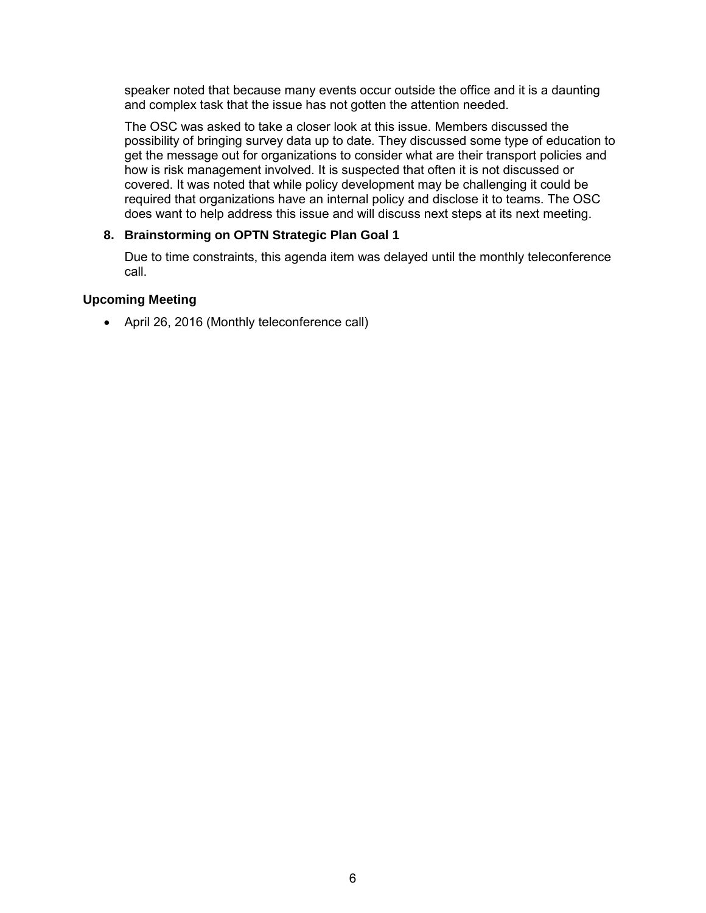speaker noted that because many events occur outside the office and it is a daunting and complex task that the issue has not gotten the attention needed.

The OSC was asked to take a closer look at this issue. Members discussed the possibility of bringing survey data up to date. They discussed some type of education to get the message out for organizations to consider what are their transport policies and how is risk management involved. It is suspected that often it is not discussed or covered. It was noted that while policy development may be challenging it could be required that organizations have an internal policy and disclose it to teams. The OSC does want to help address this issue and will discuss next steps at its next meeting.

### 8. Brainstorming on OPTN Strategic Plan Goal 1

Due to time constraints, this agenda item was delayed until the monthly teleconference call.

## Upcoming Meeting

- April 26, 2016 (Monthly teleconference call)